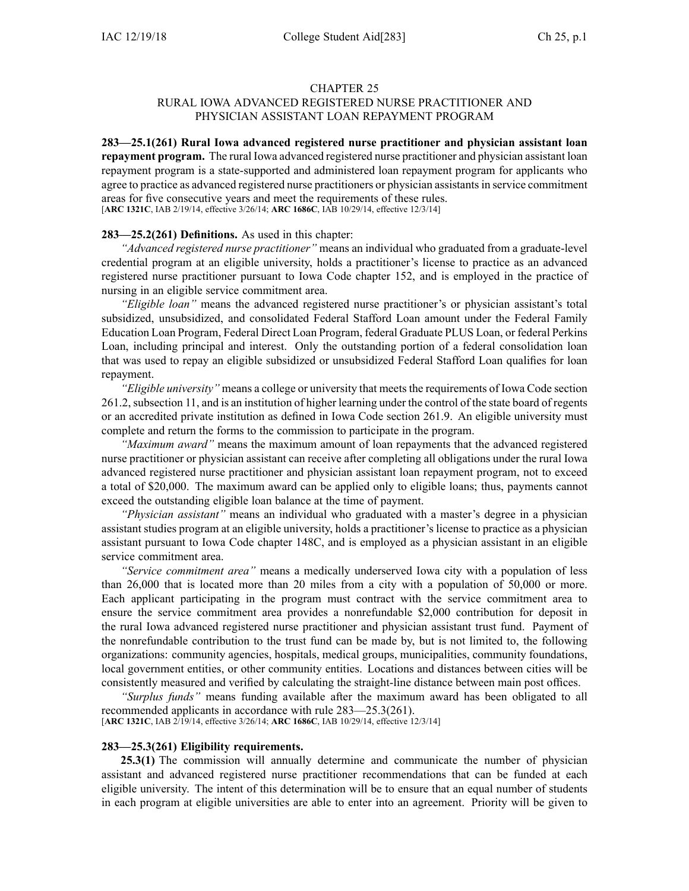# CHAPTER 25
## RURAL IOWA ADVANCED REGISTERED NURSE PRACTITIONER AND PHYSICIAN ASSISTANT LOAN REPAYMENT PROGRAM

**283—25.1(261) Rural Iowa advanced registered nurse practitioner and physician assistant loan repayment program.** The rural Iowa advanced registered nurse practitioner and physician assistant loan repayment program is a state-supported and administered loan repayment program for applicants who agree to practice as advanced registered nurse practitioners or physician assistants in service commitment areas for five consecutive years and meet the requirements of these rules.
[**ARC 1321C**, IAB 2/19/14, effective 3/26/14; **ARC 1686C**, IAB 10/29/14, effective 12/3/14]

**283—25.2(261) Definitions.** As used in this chapter:

*"Advanced registered nurse practitioner"* means an individual who graduated from a graduate-level credential program at an eligible university, holds a practitioner's license to practice as an advanced registered nurse practitioner pursuant to Iowa Code chapter 152, and is employed in the practice of nursing in an eligible service commitment area.

*"Eligible loan"* means the advanced registered nurse practitioner's or physician assistant's total subsidized, unsubsidized, and consolidated Federal Stafford Loan amount under the Federal Family Education Loan Program, Federal Direct Loan Program, federal Graduate PLUS Loan, or federal Perkins Loan, including principal and interest. Only the outstanding portion of a federal consolidation loan that was used to repay an eligible subsidized or unsubsidized Federal Stafford Loan qualifies for loan repayment.

*"Eligible university"* means a college or university that meets the requirements of Iowa Code section 261.2, subsection 11, and is an institution of higher learning under the control of the state board of regents or an accredited private institution as defined in Iowa Code section 261.9. An eligible university must complete and return the forms to the commission to participate in the program.

*"Maximum award"* means the maximum amount of loan repayments that the advanced registered nurse practitioner or physician assistant can receive after completing all obligations under the rural Iowa advanced registered nurse practitioner and physician assistant loan repayment program, not to exceed a total of $20,000. The maximum award can be applied only to eligible loans; thus, payments cannot exceed the outstanding eligible loan balance at the time of payment.

*"Physician assistant"* means an individual who graduated with a master's degree in a physician assistant studies program at an eligible university, holds a practitioner's license to practice as a physician assistant pursuant to Iowa Code chapter 148C, and is employed as a physician assistant in an eligible service commitment area.

*"Service commitment area"* means a medically underserved Iowa city with a population of less than 26,000 that is located more than 20 miles from a city with a population of 50,000 or more. Each applicant participating in the program must contract with the service commitment area to ensure the service commitment area provides a nonrefundable $2,000 contribution for deposit in the rural Iowa advanced registered nurse practitioner and physician assistant trust fund. Payment of the nonrefundable contribution to the trust fund can be made by, but is not limited to, the following organizations: community agencies, hospitals, medical groups, municipalities, community foundations, local government entities, or other community entities. Locations and distances between cities will be consistently measured and verified by calculating the straight-line distance between main post offices.

*"Surplus funds"* means funding available after the maximum award has been obligated to all recommended applicants in accordance with rule 283—25.3(261).
[**ARC 1321C**, IAB 2/19/14, effective 3/26/14; **ARC 1686C**, IAB 10/29/14, effective 12/3/14]

**283—25.3(261) Eligibility requirements.**

**25.3(1)** The commission will annually determine and communicate the number of physician assistant and advanced registered nurse practitioner recommendations that can be funded at each eligible university. The intent of this determination will be to ensure that an equal number of students in each program at eligible universities are able to enter into an agreement. Priority will be given to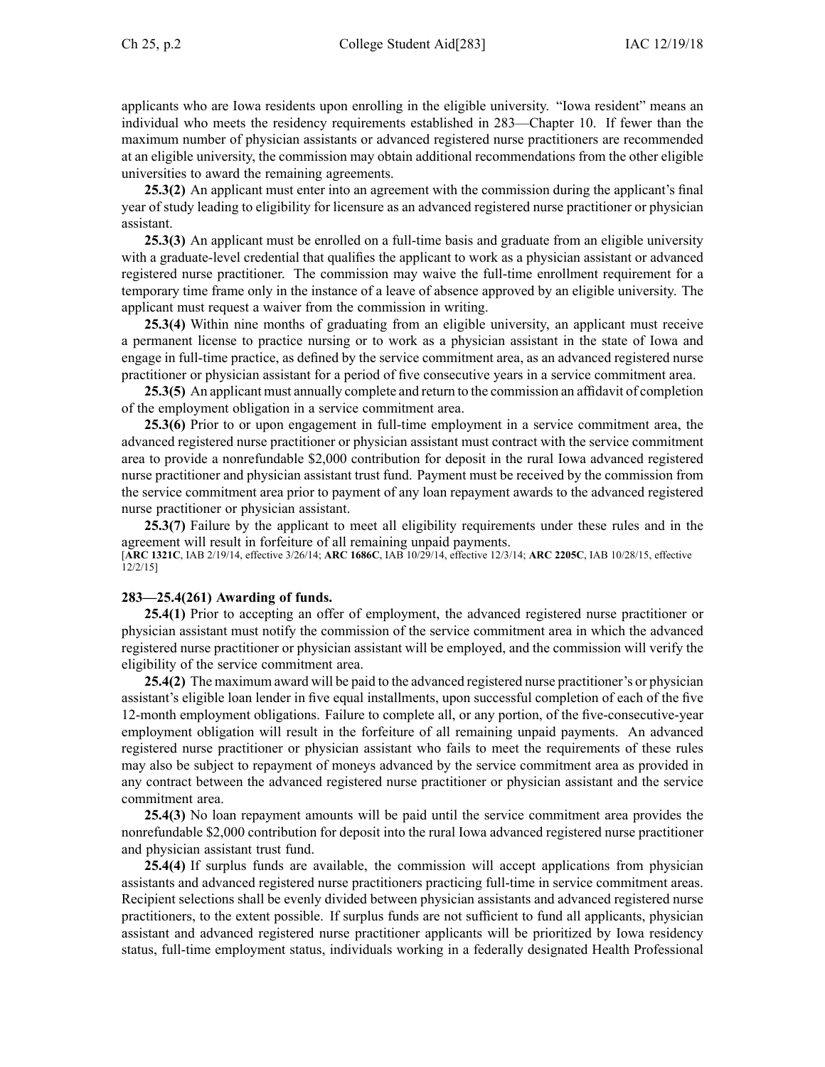applicants who are Iowa residents upon enrolling in the eligible university. "Iowa resident" means an individual who meets the residency requirements established in 283—Chapter 10. If fewer than the maximum number of physician assistants or advanced registered nurse practitioners are recommended at an eligible university, the commission may obtain additional recommendations from the other eligible universities to award the remaining agreements.

**25.3(2)** An applicant must enter into an agreement with the commission during the applicant's final year of study leading to eligibility for licensure as an advanced registered nurse practitioner or physician assistant.

**25.3(3)** An applicant must be enrolled on a full-time basis and graduate from an eligible university with a graduate-level credential that qualifies the applicant to work as a physician assistant or advanced registered nurse practitioner. The commission may waive the full-time enrollment requirement for a temporary time frame only in the instance of a leave of absence approved by an eligible university. The applicant must request a waiver from the commission in writing.

**25.3(4)** Within nine months of graduating from an eligible university, an applicant must receive a permanent license to practice nursing or to work as a physician assistant in the state of Iowa and engage in full-time practice, as defined by the service commitment area, as an advanced registered nurse practitioner or physician assistant for a period of five consecutive years in a service commitment area.

**25.3(5)** An applicant must annually complete and return to the commission an affidavit of completion of the employment obligation in a service commitment area.

**25.3(6)** Prior to or upon engagement in full-time employment in a service commitment area, the advanced registered nurse practitioner or physician assistant must contract with the service commitment area to provide a nonrefundable $2,000 contribution for deposit in the rural Iowa advanced registered nurse practitioner and physician assistant trust fund. Payment must be received by the commission from the service commitment area prior to payment of any loan repayment awards to the advanced registered nurse practitioner or physician assistant.

**25.3(7)** Failure by the applicant to meet all eligibility requirements under these rules and in the agreement will result in forfeiture of all remaining unpaid payments.

[**ARC 1321C**, IAB 2/19/14, effective 3/26/14; **ARC 1686C**, IAB 10/29/14, effective 12/3/14; **ARC 2205C**, IAB 10/28/15, effective 12/2/15]

**283—25.4(261) Awarding of funds.**

**25.4(1)** Prior to accepting an offer of employment, the advanced registered nurse practitioner or physician assistant must notify the commission of the service commitment area in which the advanced registered nurse practitioner or physician assistant will be employed, and the commission will verify the eligibility of the service commitment area.

**25.4(2)** The maximum award will be paid to the advanced registered nurse practitioner's or physician assistant's eligible loan lender in five equal installments, upon successful completion of each of the five 12-month employment obligations. Failure to complete all, or any portion, of the five-consecutive-year employment obligation will result in the forfeiture of all remaining unpaid payments. An advanced registered nurse practitioner or physician assistant who fails to meet the requirements of these rules may also be subject to repayment of moneys advanced by the service commitment area as provided in any contract between the advanced registered nurse practitioner or physician assistant and the service commitment area.

**25.4(3)** No loan repayment amounts will be paid until the service commitment area provides the nonrefundable $2,000 contribution for deposit into the rural Iowa advanced registered nurse practitioner and physician assistant trust fund.

**25.4(4)** If surplus funds are available, the commission will accept applications from physician assistants and advanced registered nurse practitioners practicing full-time in service commitment areas. Recipient selections shall be evenly divided between physician assistants and advanced registered nurse practitioners, to the extent possible. If surplus funds are not sufficient to fund all applicants, physician assistant and advanced registered nurse practitioner applicants will be prioritized by Iowa residency status, full-time employment status, individuals working in a federally designated Health Professional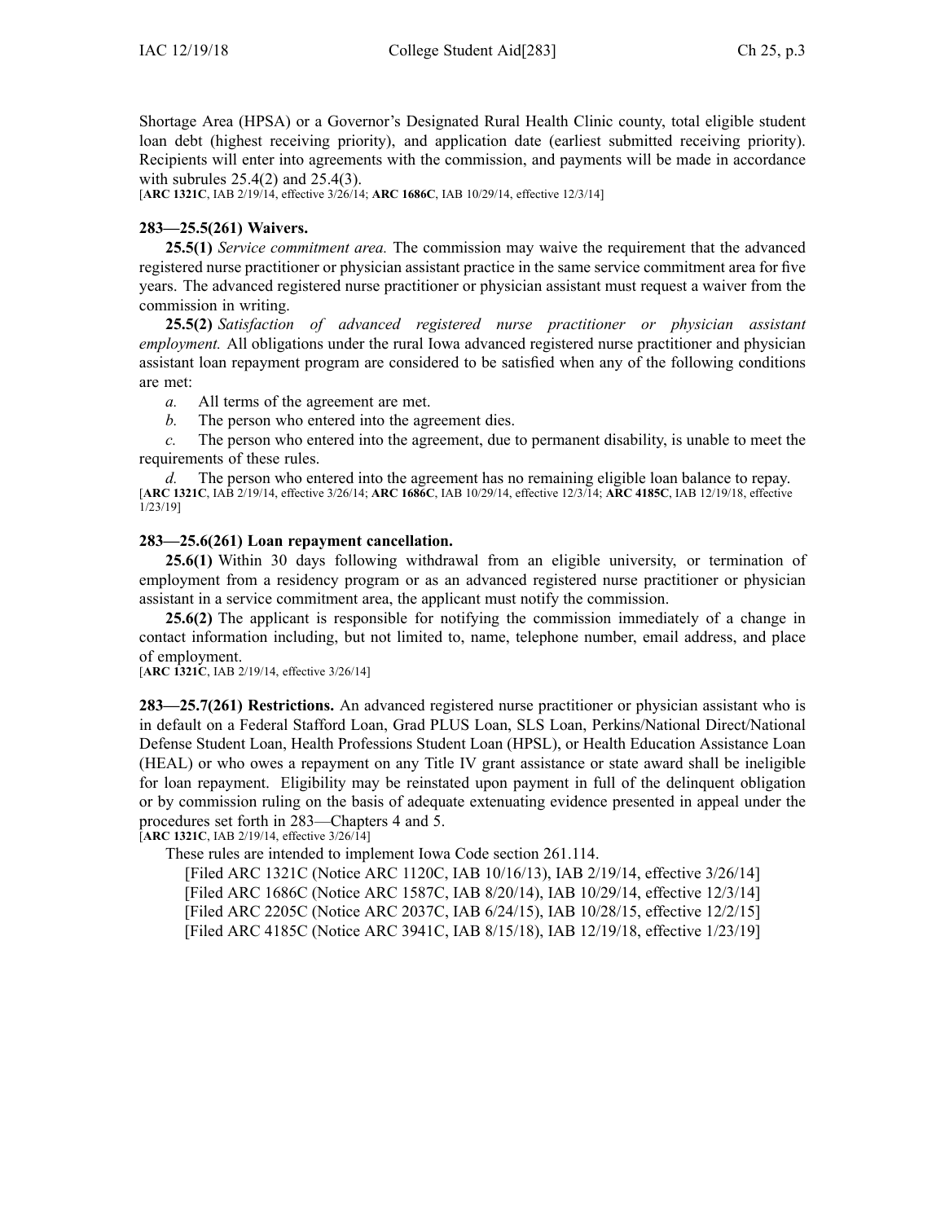Shortage Area (HPSA) or a Governor's Designated Rural Health Clinic county, total eligible student loan debt (highest receiving priority), and application date (earliest submitted receiving priority). Recipients will enter into agreements with the commission, and payments will be made in accordance with subrules 25.4(2) and 25.4(3).
[**ARC 1321C**, IAB 2/19/14, effective 3/26/14; **ARC 1686C**, IAB 10/29/14, effective 12/3/14]

**283—25.5(261) Waivers.**

**25.5(1)** *Service commitment area.* The commission may waive the requirement that the advanced registered nurse practitioner or physician assistant practice in the same service commitment area for five years. The advanced registered nurse practitioner or physician assistant must request a waiver from the commission in writing.

**25.5(2)** *Satisfaction of advanced registered nurse practitioner or physician assistant employment.* All obligations under the rural Iowa advanced registered nurse practitioner and physician assistant loan repayment program are considered to be satisfied when any of the following conditions are met:

*a.* All terms of the agreement are met.

*b.* The person who entered into the agreement dies.

*c.* The person who entered into the agreement, due to permanent disability, is unable to meet the requirements of these rules.

*d.* The person who entered into the agreement has no remaining eligible loan balance to repay.
[**ARC 1321C**, IAB 2/19/14, effective 3/26/14; **ARC 1686C**, IAB 10/29/14, effective 12/3/14; **ARC 4185C**, IAB 12/19/18, effective 1/23/19]

**283—25.6(261) Loan repayment cancellation.**

**25.6(1)** Within 30 days following withdrawal from an eligible university, or termination of employment from a residency program or as an advanced registered nurse practitioner or physician assistant in a service commitment area, the applicant must notify the commission.

**25.6(2)** The applicant is responsible for notifying the commission immediately of a change in contact information including, but not limited to, name, telephone number, email address, and place of employment.
[**ARC 1321C**, IAB 2/19/14, effective 3/26/14]

**283—25.7(261) Restrictions.** An advanced registered nurse practitioner or physician assistant who is in default on a Federal Stafford Loan, Grad PLUS Loan, SLS Loan, Perkins/National Direct/National Defense Student Loan, Health Professions Student Loan (HPSL), or Health Education Assistance Loan (HEAL) or who owes a repayment on any Title IV grant assistance or state award shall be ineligible for loan repayment. Eligibility may be reinstated upon payment in full of the delinquent obligation or by commission ruling on the basis of adequate extenuating evidence presented in appeal under the procedures set forth in 283—Chapters 4 and 5.
[**ARC 1321C**, IAB 2/19/14, effective 3/26/14]

These rules are intended to implement Iowa Code section 261.114.

[Filed ARC 1321C (Notice ARC 1120C, IAB 10/16/13), IAB 2/19/14, effective 3/26/14]
[Filed ARC 1686C (Notice ARC 1587C, IAB 8/20/14), IAB 10/29/14, effective 12/3/14]
[Filed ARC 2205C (Notice ARC 2037C, IAB 6/24/15), IAB 10/28/15, effective 12/2/15]
[Filed ARC 4185C (Notice ARC 3941C, IAB 8/15/18), IAB 12/19/18, effective 1/23/19]